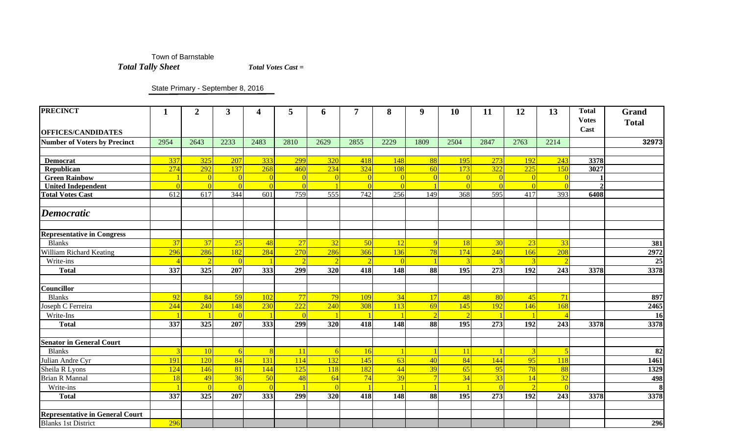Town of Barnstable

***Total Tally Sheet*** ***Total Votes Cast =***

State Primary - September 8, 2016

| PRECINCT<br>OFFICES/CANDIDATES | 1 | 2 | 3 | 4 | 5 | 6 | 7 | 8 | 9 | 10 | 11 | 12 | 13 | Total Votes Cast | Grand Total |
|---|---|---|---|---|---|---|---|---|---|---|---|---|---|---|---|
| **Number of Voters by Precinct** | 2954 | 2643 | 2233 | 2483 | 2810 | 2629 | 2855 | 2229 | 1809 | 2504 | 2847 | 2763 | 2214 | | **32973** |
| | | | | | | | | | | | | | | | |
| **Democrat** | 337 | 325 | 207 | 333 | 299 | 320 | 418 | 148 | 88 | 195 | 273 | 192 | 243 | **3378** | |
| **Republican** | 274 | 292 | 137 | 268 | 460 | 234 | 324 | 108 | 60 | 173 | 322 | 225 | 150 | **3027** | |
| **Green Rainbow** | 1 | 0 | 0 | 0 | 0 | 0 | 0 | 0 | 0 | 0 | 0 | 0 | 0 | **1** | |
| **United Independent** | 0 | 0 | 0 | 0 | 0 | 1 | 0 | 0 | 1 | 0 | 0 | 0 | 0 | **2** | |
| **Total Votes Cast** | 612 | 617 | 344 | 601 | 759 | 555 | 742 | 256 | 149 | 368 | 595 | 417 | 393 | **6408** | |
| | | | | | | | | | | | | | | | |
| ***Democratic*** | | | | | | | | | | | | | | | |
| | | | | | | | | | | | | | | | |
| **Representative in Congress** | | | | | | | | | | | | | | | |
| Blanks | 37 | 37 | 25 | 48 | 27 | 32 | 50 | 12 | 9 | 18 | 30 | 23 | 33 | | **381** |
| William Richard Keating | 296 | 286 | 182 | 284 | 270 | 286 | 366 | 136 | 78 | 174 | 240 | 166 | 208 | | **2972** |
| Write-ins | 4 | 2 | 0 | 1 | 2 | 2 | 2 | 0 | 1 | 3 | 3 | 3 | 2 | | **25** |
| **Total** | **337** | **325** | **207** | **333** | **299** | **320** | **418** | **148** | **88** | **195** | **273** | **192** | **243** | **3378** | **3378** |
| | | | | | | | | | | | | | | | |
| **Councillor** | | | | | | | | | | | | | | | |
| Blanks | 92 | 84 | 59 | 102 | 77 | 79 | 109 | 34 | 17 | 48 | 80 | 45 | 71 | | **897** |
| Joseph C Ferreira | 244 | 240 | 148 | 230 | 222 | 240 | 308 | 113 | 69 | 145 | 192 | 146 | 168 | | **2465** |
| Write-Ins | 1 | 1 | 0 | 1 | 0 | 1 | 1 | 1 | 2 | 2 | 1 | 1 | 4 | | **16** |
| **Total** | **337** | **325** | **207** | **333** | **299** | **320** | **418** | **148** | **88** | **195** | **273** | **192** | **243** | **3378** | **3378** |
| | | | | | | | | | | | | | | | |
| **Senator in General Court** | | | | | | | | | | | | | | | |
| Blanks | 3 | 10 | 6 | 8 | 11 | 6 | 16 | 1 | 1 | 11 | 1 | 3 | 5 | | **82** |
| Julian Andre Cyr | 191 | 120 | 84 | 131 | 114 | 132 | 145 | 63 | 40 | 84 | 144 | 95 | 118 | | **1461** |
| Sheila R Lyons | 124 | 146 | 81 | 144 | 125 | 118 | 182 | 44 | 39 | 65 | 95 | 78 | 88 | | **1329** |
| Brian R Mannal | 18 | 49 | 36 | 50 | 48 | 64 | 74 | 39 | 7 | 34 | 33 | 14 | 32 | | **498** |
| Write-ins | 1 | 0 | 0 | 0 | 1 | 0 | 1 | 1 | 1 | 1 | 0 | 2 | 0 | | **8** |
| **Total** | **337** | **325** | **207** | **333** | **299** | **320** | **418** | **148** | **88** | **195** | **273** | **192** | **243** | **3378** | **3378** |
| | | | | | | | | | | | | | | | |
| **Representative in General Court** | | | | | | | | | | | | | | | |
| Blanks 1st District | 296 | | | | | | | | | | | | | | **296** |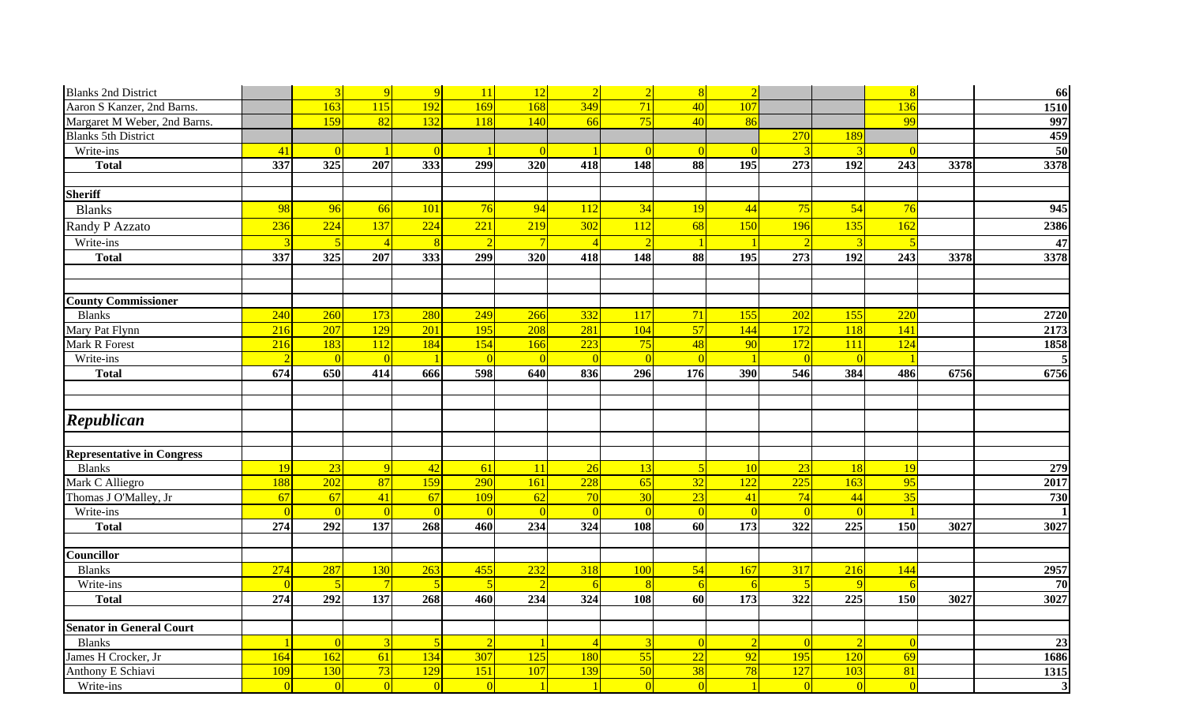| | | | | | | | | | | | | | | |
|---|---|---|---|---|---|---|---|---|---|---|---|---|---|---|
| Blanks 2nd District | | 3 | 9 | 9 | 11 | 12 | 2 | 2 | 8 | 2 | | | 8 | | 66 |
| Aaron S Kanzer, 2nd Barns. | | 163 | 115 | 192 | 169 | 168 | 349 | 71 | 40 | 107 | | | 136 | | 1510 |
| Margaret M Weber, 2nd Barns. | | 159 | 82 | 132 | 118 | 140 | 66 | 75 | 40 | 86 | | | 99 | | 997 |
| Blanks 5th District | | | | | | | | | | | 270 | 189 | | | 459 |
| Write-ins | 41 | 0 | 1 | 0 | 1 | 0 | 1 | 0 | 0 | 0 | 3 | 3 | 0 | | 50 |
| **Total** | **337** | **325** | **207** | **333** | **299** | **320** | **418** | **148** | **88** | **195** | **273** | **192** | **243** | **3378** | **3378** |
| | | | | | | | | | | | | | | | |
| **Sheriff** | | | | | | | | | | | | | | | |
| Blanks | 98 | 96 | 66 | 101 | 76 | 94 | 112 | 34 | 19 | 44 | 75 | 54 | 76 | | 945 |
| Randy P Azzato | 236 | 224 | 137 | 224 | 221 | 219 | 302 | 112 | 68 | 150 | 196 | 135 | 162 | | 2386 |
| Write-ins | 3 | 5 | 4 | 8 | 2 | 7 | 4 | 2 | 1 | 1 | 2 | 3 | 5 | | 47 |
| **Total** | **337** | **325** | **207** | **333** | **299** | **320** | **418** | **148** | **88** | **195** | **273** | **192** | **243** | **3378** | **3378** |
| | | | | | | | | | | | | | | | |
| | | | | | | | | | | | | | | | |
| **County Commissioner** | | | | | | | | | | | | | | | |
| Blanks | 240 | 260 | 173 | 280 | 249 | 266 | 332 | 117 | 71 | 155 | 202 | 155 | 220 | | 2720 |
| Mary Pat Flynn | 216 | 207 | 129 | 201 | 195 | 208 | 281 | 104 | 57 | 144 | 172 | 118 | 141 | | 2173 |
| Mark R Forest | 216 | 183 | 112 | 184 | 154 | 166 | 223 | 75 | 48 | 90 | 172 | 111 | 124 | | 1858 |
| Write-ins | 2 | 0 | 0 | 1 | 0 | 0 | 0 | 0 | 0 | 1 | 0 | 0 | 1 | | 5 |
| **Total** | **674** | **650** | **414** | **666** | **598** | **640** | **836** | **296** | **176** | **390** | **546** | **384** | **486** | **6756** | **6756** |
| | | | | | | | | | | | | | | | |
| | | | | | | | | | | | | | | | |
| ***Republican*** | | | | | | | | | | | | | | | |
| | | | | | | | | | | | | | | | |
| **Representative in Congress** | | | | | | | | | | | | | | | |
| Blanks | 19 | 23 | 9 | 42 | 61 | 11 | 26 | 13 | 5 | 10 | 23 | 18 | 19 | | 279 |
| Mark C Alliegro | 188 | 202 | 87 | 159 | 290 | 161 | 228 | 65 | 32 | 122 | 225 | 163 | 95 | | 2017 |
| Thomas J O'Malley, Jr | 67 | 67 | 41 | 67 | 109 | 62 | 70 | 30 | 23 | 41 | 74 | 44 | 35 | | 730 |
| Write-ins | 0 | 0 | 0 | 0 | 0 | 0 | 0 | 0 | 0 | 0 | 0 | 0 | 1 | | 1 |
| **Total** | **274** | **292** | **137** | **268** | **460** | **234** | **324** | **108** | **60** | **173** | **322** | **225** | **150** | **3027** | **3027** |
| | | | | | | | | | | | | | | | |
| **Councillor** | | | | | | | | | | | | | | | |
| Blanks | 274 | 287 | 130 | 263 | 455 | 232 | 318 | 100 | 54 | 167 | 317 | 216 | 144 | | 2957 |
| Write-ins | 0 | 5 | 7 | 5 | 5 | 2 | 6 | 8 | 6 | 6 | 5 | 9 | 6 | | 70 |
| **Total** | **274** | **292** | **137** | **268** | **460** | **234** | **324** | **108** | **60** | **173** | **322** | **225** | **150** | **3027** | **3027** |
| | | | | | | | | | | | | | | | |
| **Senator in General Court** | | | | | | | | | | | | | | | |
| Blanks | 1 | 0 | 3 | 5 | 2 | 1 | 4 | 3 | 0 | 2 | 0 | 2 | 0 | | 23 |
| James H Crocker, Jr | 164 | 162 | 61 | 134 | 307 | 125 | 180 | 55 | 22 | 92 | 195 | 120 | 69 | | 1686 |
| Anthony E Schiavi | 109 | 130 | 73 | 129 | 151 | 107 | 139 | 50 | 38 | 78 | 127 | 103 | 81 | | 1315 |
| Write-ins | 0 | 0 | 0 | 0 | 0 | 1 | 1 | 0 | 0 | 1 | 0 | 0 | 0 | | 3 |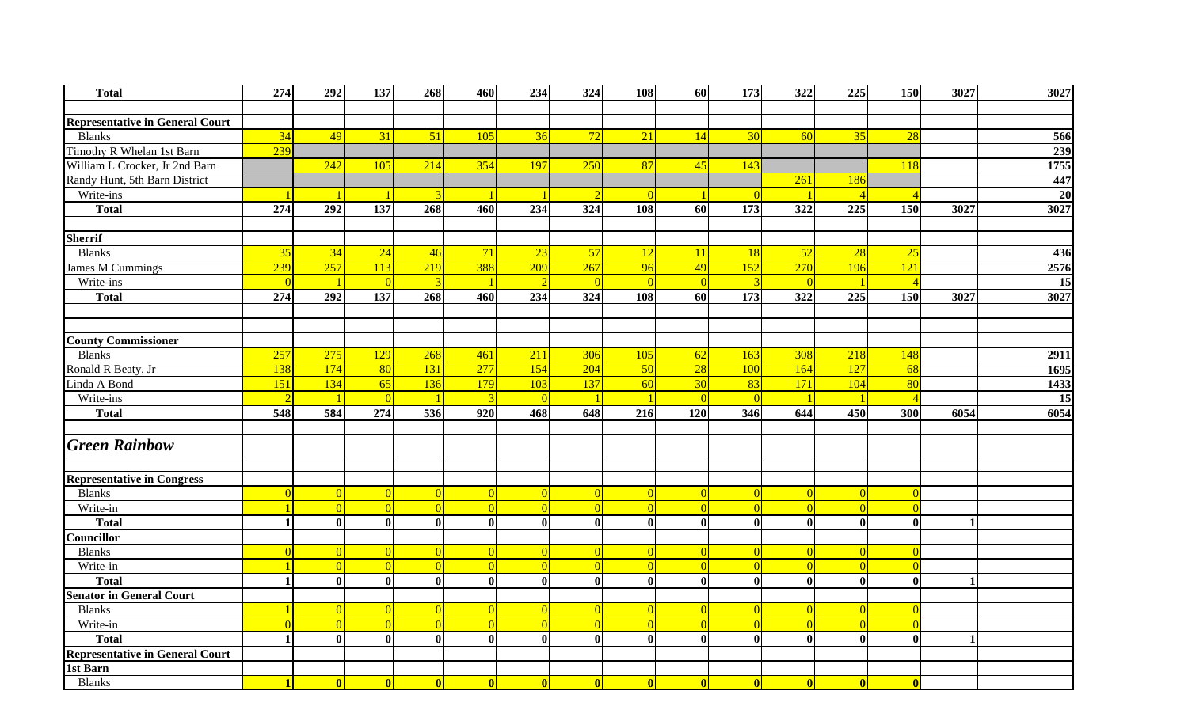| | | | | | | | | | | | | | | | |
|---|---|---|---|---|---|---|---|---|---|---|---|---|---|---|---|
| **Total** | **274** | **292** | **137** | **268** | **460** | **234** | **324** | **108** | **60** | **173** | **322** | **225** | **150** | **3027** | **3027** |
| | | | | | | | | | | | | | | | |
| **Representative in General Court** | | | | | | | | | | | | | | | |
| Blanks | 34 | 49 | 31 | 51 | 105 | 36 | 72 | 21 | 14 | 30 | 60 | 35 | 28 | | **566** |
| Timothy R Whelan 1st Barn | 239 | | | | | | | | | | | | | | **239** |
| William L Crocker, Jr 2nd Barn | | 242 | 105 | 214 | 354 | 197 | 250 | 87 | 45 | 143 | | | 118 | | **1755** |
| Randy Hunt, 5th Barn District | | | | | | | | | | | 261 | 186 | | | **447** |
| Write-ins | 1 | 1 | 1 | 3 | 1 | 1 | 2 | 0 | 1 | 0 | 1 | 4 | 4 | | **20** |
| **Total** | **274** | **292** | **137** | **268** | **460** | **234** | **324** | **108** | **60** | **173** | **322** | **225** | **150** | **3027** | **3027** |
| | | | | | | | | | | | | | | | |
| **Sherrif** | | | | | | | | | | | | | | | |
| Blanks | 35 | 34 | 24 | 46 | 71 | 23 | 57 | 12 | 11 | 18 | 52 | 28 | 25 | | **436** |
| James M Cummings | 239 | 257 | 113 | 219 | 388 | 209 | 267 | 96 | 49 | 152 | 270 | 196 | 121 | | **2576** |
| Write-ins | 0 | 1 | 0 | 3 | 1 | 2 | 0 | 0 | 0 | 3 | 0 | 1 | 4 | | **15** |
| **Total** | **274** | **292** | **137** | **268** | **460** | **234** | **324** | **108** | **60** | **173** | **322** | **225** | **150** | **3027** | **3027** |
| | | | | | | | | | | | | | | | |
| | | | | | | | | | | | | | | | |
| **County Commissioner** | | | | | | | | | | | | | | | |
| Blanks | 257 | 275 | 129 | 268 | 461 | 211 | 306 | 105 | 62 | 163 | 308 | 218 | 148 | | **2911** |
| Ronald R Beaty, Jr | 138 | 174 | 80 | 131 | 277 | 154 | 204 | 50 | 28 | 100 | 164 | 127 | 68 | | **1695** |
| Linda A Bond | 151 | 134 | 65 | 136 | 179 | 103 | 137 | 60 | 30 | 83 | 171 | 104 | 80 | | **1433** |
| Write-ins | 2 | 1 | 0 | 1 | 3 | 0 | 1 | 1 | 0 | 0 | 1 | 1 | 4 | | **15** |
| **Total** | **548** | **584** | **274** | **536** | **920** | **468** | **648** | **216** | **120** | **346** | **644** | **450** | **300** | **6054** | **6054** |
| | | | | | | | | | | | | | | | |
| ***Green Rainbow*** | | | | | | | | | | | | | | | |
| | | | | | | | | | | | | | | | |
| **Representative in Congress** | | | | | | | | | | | | | | | |
| Blanks | 0 | 0 | 0 | 0 | 0 | 0 | 0 | 0 | 0 | 0 | 0 | 0 | 0 | | |
| Write-in | 1 | 0 | 0 | 0 | 0 | 0 | 0 | 0 | 0 | 0 | 0 | 0 | 0 | | |
| **Total** | **1** | **0** | **0** | **0** | **0** | **0** | **0** | **0** | **0** | **0** | **0** | **0** | **0** | **1** | |
| **Councillor** | | | | | | | | | | | | | | | |
| Blanks | 0 | 0 | 0 | 0 | 0 | 0 | 0 | 0 | 0 | 0 | 0 | 0 | 0 | | |
| Write-in | 1 | 0 | 0 | 0 | 0 | 0 | 0 | 0 | 0 | 0 | 0 | 0 | 0 | | |
| **Total** | **1** | **0** | **0** | **0** | **0** | **0** | **0** | **0** | **0** | **0** | **0** | **0** | **0** | **1** | |
| **Senator in General Court** | | | | | | | | | | | | | | | |
| Blanks | 1 | 0 | 0 | 0 | 0 | 0 | 0 | 0 | 0 | 0 | 0 | 0 | 0 | | |
| Write-in | 0 | 0 | 0 | 0 | 0 | 0 | 0 | 0 | 0 | 0 | 0 | 0 | 0 | | |
| **Total** | **1** | **0** | **0** | **0** | **0** | **0** | **0** | **0** | **0** | **0** | **0** | **0** | **0** | **1** | |
| **Representative in General Court** | | | | | | | | | | | | | | | |
| **1st Barn** | | | | | | | | | | | | | | | |
| Blanks | **1** | **0** | **0** | **0** | **0** | **0** | **0** | **0** | **0** | **0** | **0** | **0** | **0** | | |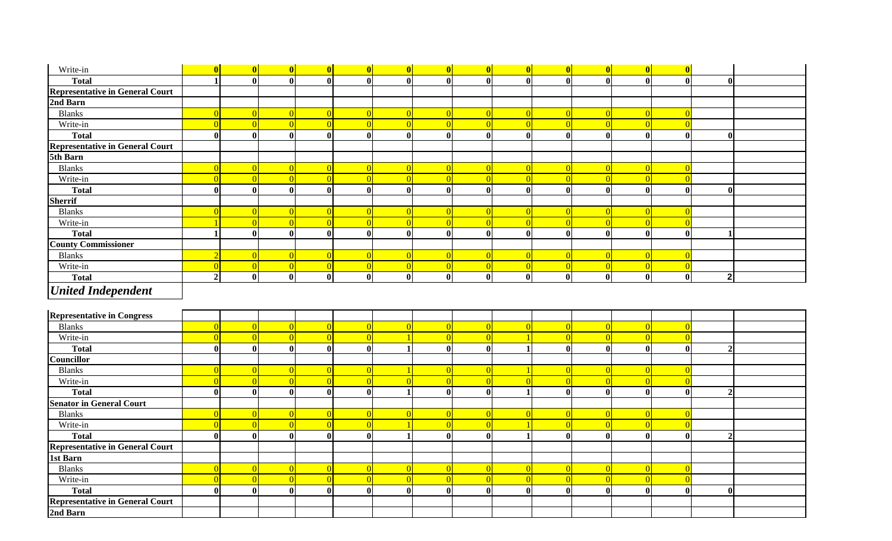| | | | | | | | | | | | | | | | |
|---|---|---|---|---|---|---|---|---|---|---|---|---|---|---|---|
| Write-in | 0 | 0 | 0 | 0 | 0 | 0 | 0 | 0 | 0 | 0 | 0 | 0 | 0 | | |
| **Total** | 1 | 0 | 0 | 0 | 0 | 0 | 0 | 0 | 0 | 0 | 0 | 0 | 0 | 0 | |
| **Representative in General Court** | | | | | | | | | | | | | | | |
| **2nd Barn** | | | | | | | | | | | | | | | |
| Blanks | 0 | 0 | 0 | 0 | 0 | 0 | 0 | 0 | 0 | 0 | 0 | 0 | 0 | | |
| Write-in | 0 | 0 | 0 | 0 | 0 | 0 | 0 | 0 | 0 | 0 | 0 | 0 | 0 | | |
| **Total** | 0 | 0 | 0 | 0 | 0 | 0 | 0 | 0 | 0 | 0 | 0 | 0 | 0 | 0 | |
| **Representative in General Court** | | | | | | | | | | | | | | | |
| **5th Barn** | | | | | | | | | | | | | | | |
| Blanks | 0 | 0 | 0 | 0 | 0 | 0 | 0 | 0 | 0 | 0 | 0 | 0 | 0 | | |
| Write-in | 0 | 0 | 0 | 0 | 0 | 0 | 0 | 0 | 0 | 0 | 0 | 0 | 0 | | |
| **Total** | 0 | 0 | 0 | 0 | 0 | 0 | 0 | 0 | 0 | 0 | 0 | 0 | 0 | 0 | |
| **Sherrif** | | | | | | | | | | | | | | | |
| Blanks | 0 | 0 | 0 | 0 | 0 | 0 | 0 | 0 | 0 | 0 | 0 | 0 | 0 | | |
| Write-in | 1 | 0 | 0 | 0 | 0 | 0 | 0 | 0 | 0 | 0 | 0 | 0 | 0 | | |
| **Total** | 1 | 0 | 0 | 0 | 0 | 0 | 0 | 0 | 0 | 0 | 0 | 0 | 0 | 1 | |
| **County Commissioner** | | | | | | | | | | | | | | | |
| Blanks | 2 | 0 | 0 | 0 | 0 | 0 | 0 | 0 | 0 | 0 | 0 | 0 | 0 | | |
| Write-in | 0 | 0 | 0 | 0 | 0 | 0 | 0 | 0 | 0 | 0 | 0 | 0 | 0 | | |
| **Total** | 2 | 0 | 0 | 0 | 0 | 0 | 0 | 0 | 0 | 0 | 0 | 0 | 0 | 2 | |

## *United Independent*

| | | | | | | | | | | | | | | | |
|---|---|---|---|---|---|---|---|---|---|---|---|---|---|---|---|
| **Representative in Congress** | | | | | | | | | | | | | | | |
| Blanks | 0 | 0 | 0 | 0 | 0 | 0 | 0 | 0 | 0 | 0 | 0 | 0 | 0 | | |
| Write-in | 0 | 0 | 0 | 0 | 0 | 1 | 0 | 0 | 1 | 0 | 0 | 0 | 0 | | |
| **Total** | 0 | 0 | 0 | 0 | 0 | 1 | 0 | 0 | 1 | 0 | 0 | 0 | 0 | 2 | |
| **Councillor** | | | | | | | | | | | | | | | |
| Blanks | 0 | 0 | 0 | 0 | 0 | 1 | 0 | 0 | 1 | 0 | 0 | 0 | 0 | | |
| Write-in | 0 | 0 | 0 | 0 | 0 | 0 | 0 | 0 | 0 | 0 | 0 | 0 | 0 | | |
| **Total** | 0 | 0 | 0 | 0 | 0 | 1 | 0 | 0 | 1 | 0 | 0 | 0 | 0 | 2 | |
| **Senator in General Court** | | | | | | | | | | | | | | | |
| Blanks | 0 | 0 | 0 | 0 | 0 | 0 | 0 | 0 | 0 | 0 | 0 | 0 | 0 | | |
| Write-in | 0 | 0 | 0 | 0 | 0 | 1 | 0 | 0 | 1 | 0 | 0 | 0 | 0 | | |
| **Total** | 0 | 0 | 0 | 0 | 0 | 1 | 0 | 0 | 1 | 0 | 0 | 0 | 0 | 2 | |
| **Representative in General Court** | | | | | | | | | | | | | | | |
| **1st Barn** | | | | | | | | | | | | | | | |
| Blanks | 0 | 0 | 0 | 0 | 0 | 0 | 0 | 0 | 0 | 0 | 0 | 0 | 0 | | |
| Write-in | 0 | 0 | 0 | 0 | 0 | 0 | 0 | 0 | 0 | 0 | 0 | 0 | 0 | | |
| **Total** | 0 | 0 | 0 | 0 | 0 | 0 | 0 | 0 | 0 | 0 | 0 | 0 | 0 | 0 | |
| **Representative in General Court** | | | | | | | | | | | | | | | |
| **2nd Barn** | | | | | | | | | | | | | | | |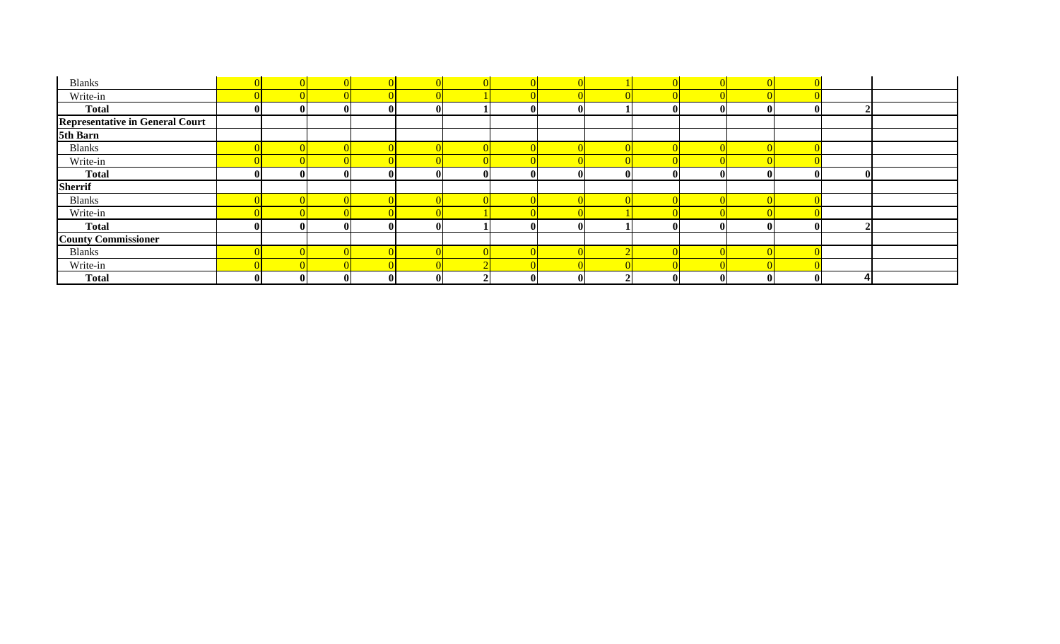| | | | | | | | | | | | | | | | |
|---|---|---|---|---|---|---|---|---|---|---|---|---|---|---|---|
| Blanks | 0 | 0 | 0 | 0 | 0 | 0 | 0 | 0 | 1 | 0 | 0 | 0 | 0 | | |
| Write-in | 0 | 0 | 0 | 0 | 0 | 1 | 0 | 0 | 0 | 0 | 0 | 0 | 0 | | |
| **Total** | **0** | **0** | **0** | **0** | **0** | **1** | **0** | **0** | **1** | **0** | **0** | **0** | **0** | **2** | |
| **Representative in General Court** | | | | | | | | | | | | | | | |
| **5th Barn** | | | | | | | | | | | | | | | |
| Blanks | 0 | 0 | 0 | 0 | 0 | 0 | 0 | 0 | 0 | 0 | 0 | 0 | 0 | | |
| Write-in | 0 | 0 | 0 | 0 | 0 | 0 | 0 | 0 | 0 | 0 | 0 | 0 | 0 | | |
| **Total** | **0** | **0** | **0** | **0** | **0** | **0** | **0** | **0** | **0** | **0** | **0** | **0** | **0** | **0** | |
| **Sherrif** | | | | | | | | | | | | | | | |
| Blanks | 0 | 0 | 0 | 0 | 0 | 0 | 0 | 0 | 0 | 0 | 0 | 0 | 0 | | |
| Write-in | 0 | 0 | 0 | 0 | 0 | 1 | 0 | 0 | 1 | 0 | 0 | 0 | 0 | | |
| **Total** | **0** | **0** | **0** | **0** | **0** | **1** | **0** | **0** | **1** | **0** | **0** | **0** | **0** | **2** | |
| **County Commissioner** | | | | | | | | | | | | | | | |
| Blanks | 0 | 0 | 0 | 0 | 0 | 0 | 0 | 0 | 2 | 0 | 0 | 0 | 0 | | |
| Write-in | 0 | 0 | 0 | 0 | 0 | 2 | 0 | 0 | 0 | 0 | 0 | 0 | 0 | | |
| **Total** | **0** | **0** | **0** | **0** | **0** | **2** | **0** | **0** | **2** | **0** | **0** | **0** | **0** | **4** | |